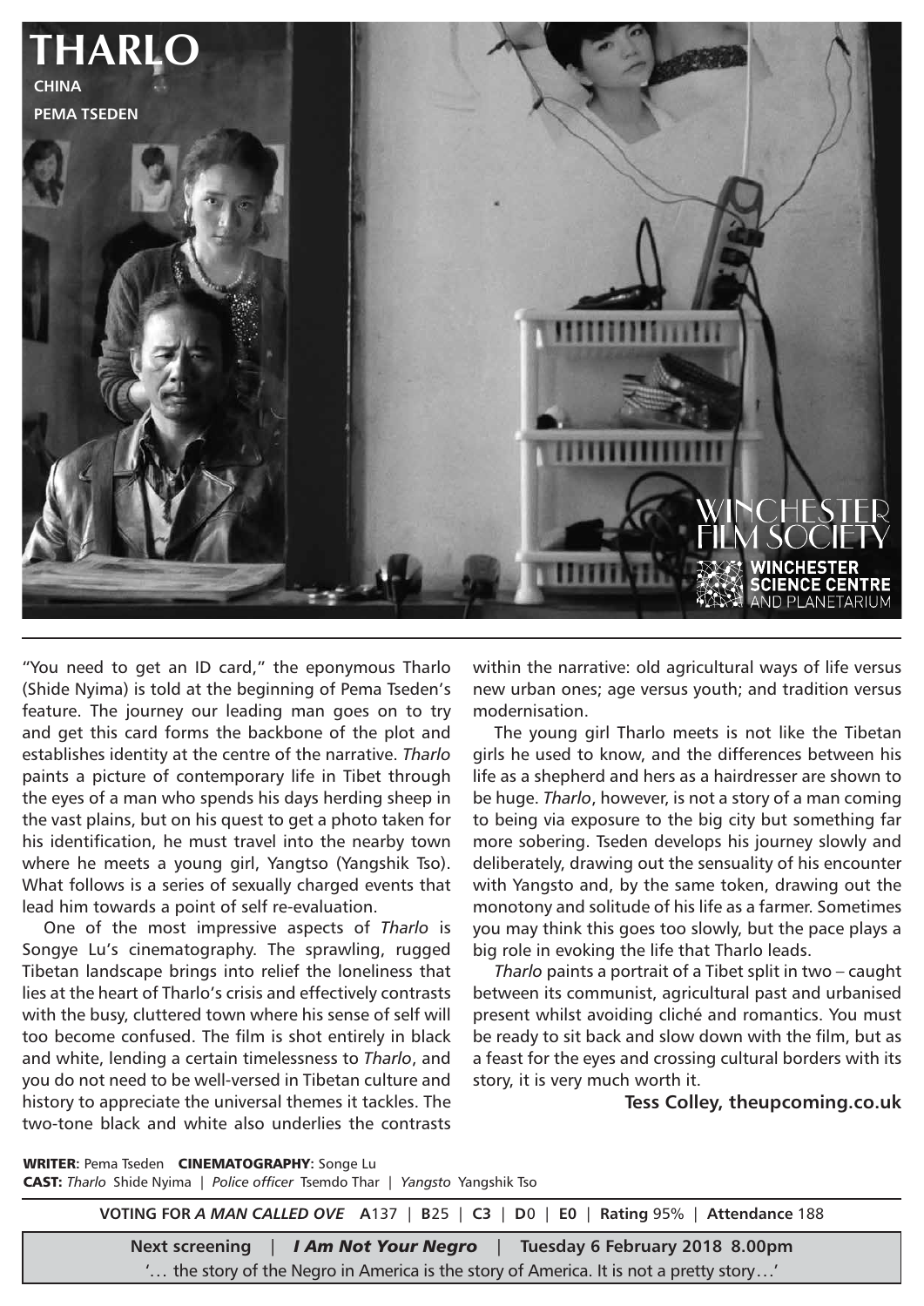# THARLO

**CHINA**

**PEMA TSEDEN**

WINCHESTER FILM SOCIETY

WINCHESTER SCIENCE CENTRE AND PLANETARIUM

"You need to get an ID card," the eponymous Tharlo (Shide Nyima) is told at the beginning of Pema Tseden's feature. The journey our leading man goes on to try and get this card forms the backbone of the plot and establishes identity at the centre of the narrative. *Tharlo* paints a picture of contemporary life in Tibet through the eyes of a man who spends his days herding sheep in the vast plains, but on his quest to get a photo taken for his identification, he must travel into the nearby town where he meets a young girl, Yangtso (Yangshik Tso). What follows is a series of sexually charged events that lead him towards a point of self re-evaluation.

One of the most impressive aspects of *Tharlo* is Songye Lu's cinematography. The sprawling, rugged Tibetan landscape brings into relief the loneliness that lies at the heart of Tharlo's crisis and effectively contrasts with the busy, cluttered town where his sense of self will too become confused. The film is shot entirely in black and white, lending a certain timelessness to *Tharlo*, and you do not need to be well-versed in Tibetan culture and history to appreciate the universal themes it tackles. The two-tone black and white also underlies the contrasts within the narrative: old agricultural ways of life versus new urban ones; age versus youth; and tradition versus modernisation.

The young girl Tharlo meets is not like the Tibetan girls he used to know, and the differences between his life as a shepherd and hers as a hairdresser are shown to be huge. *Tharlo*, however, is not a story of a man coming to being via exposure to the big city but something far more sobering. Tseden develops his journey slowly and deliberately, drawing out the sensuality of his encounter with Yangsto and, by the same token, drawing out the monotony and solitude of his life as a farmer. Sometimes you may think this goes too slowly, but the pace plays a big role in evoking the life that Tharlo leads.

*Tharlo* paints a portrait of a Tibet split in two – caught between its communist, agricultural past and urbanised present whilst avoiding cliché and romantics. You must be ready to sit back and slow down with the film, but as a feast for the eyes and crossing cultural borders with its story, it is very much worth it.

**Tess Colley, theupcoming.co.uk**

**WRITER:** Pema Tseden **CINEMATOGRAPHY:** Songe Lu
**CAST:** *Tharlo* Shide Nyima | *Police officer* Tsemdo Thar | *Yangsto* Yangshik Tso

**VOTING FOR *A MAN CALLED OVE*** **A**137 | **B**25 | **C3** | **D**0 | **E0** | **Rating** 95% | **Attendance** 188

**Next screening** | ***I Am Not Your Negro*** | **Tuesday 6 February 2018 8.00pm**

'… the story of the Negro in America is the story of America. It is not a pretty story…'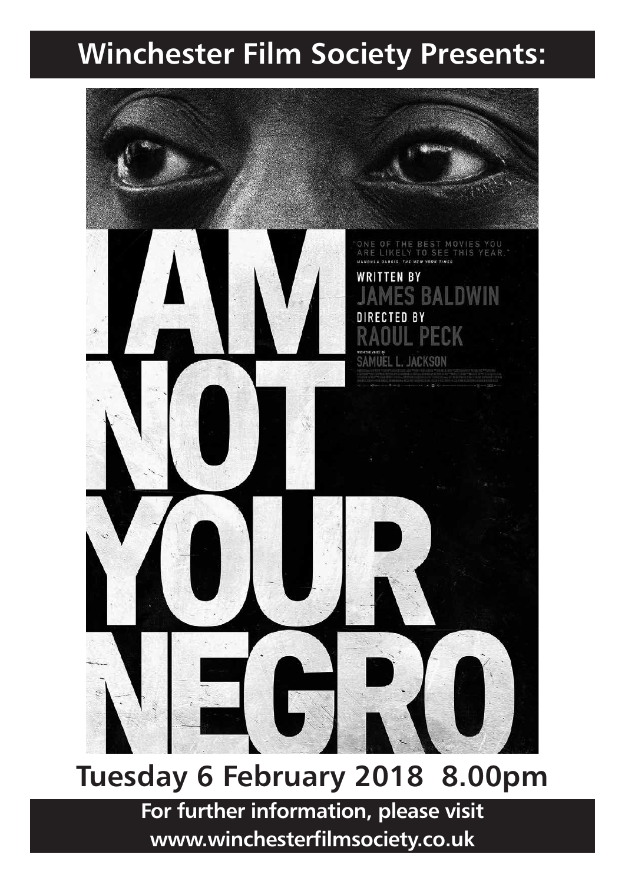# Winchester Film Society Presents:

"ONE OF THE BEST MOVIES YOU ARE LIKELY TO SEE THIS YEAR."
MANOHLA DARGIS, THE NEW YORK TIMES

WRITTEN BY
JAMES BALDWIN

DIRECTED BY
RAOUL PECK

WITH THE VOICE OF
SAMUEL L. JACKSON

# I AM NOT YOUR NEGRO

## Tuesday 6 February 2018 8.00pm

**For further information, please visit www.winchesterfilmsociety.co.uk**